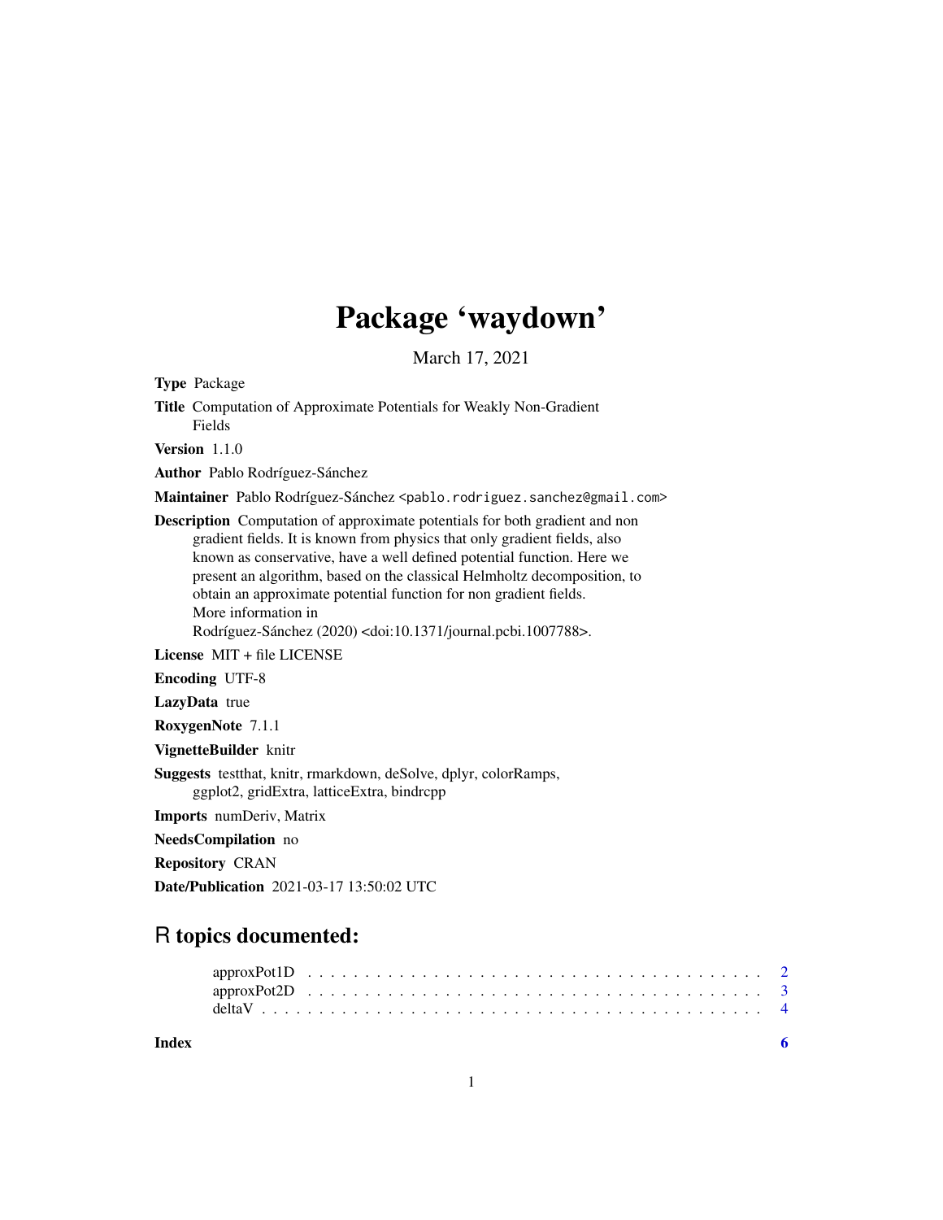# Package 'waydown'

March 17, 2021

**Type** Package

**Title** Computation of Approximate Potentials for Weakly Non-Gradient Fields

**Version** 1.1.0

**Author** Pablo Rodríguez-Sánchez

**Maintainer** Pablo Rodríguez-Sánchez <pablo.rodriguez.sanchez@gmail.com>

**Description** Computation of approximate potentials for both gradient and non gradient fields. It is known from physics that only gradient fields, also known as conservative, have a well defined potential function. Here we present an algorithm, based on the classical Helmholtz decomposition, to obtain an approximate potential function for non gradient fields. More information in Rodríguez-Sánchez (2020) <doi:10.1371/journal.pcbi.1007788>.

**License** MIT + file LICENSE

**Encoding** UTF-8

**LazyData** true

**RoxygenNote** 7.1.1

**VignetteBuilder** knitr

**Suggests** testthat, knitr, rmarkdown, deSolve, dplyr, colorRamps, ggplot2, gridExtra, latticeExtra, bindrcpp

**Imports** numDeriv, Matrix

**NeedsCompilation** no

**Repository** CRAN

**Date/Publication** 2021-03-17 13:50:02 UTC

## R topics documented:

- approxPot1D . . . . . . . . . . . . . . . . . . . . . . . . . . . . . . . . . . . . 2
- approxPot2D . . . . . . . . . . . . . . . . . . . . . . . . . . . . . . . . . . . . 3
- deltaV . . . . . . . . . . . . . . . . . . . . . . . . . . . . . . . . . . . . . . . 4

**Index** 6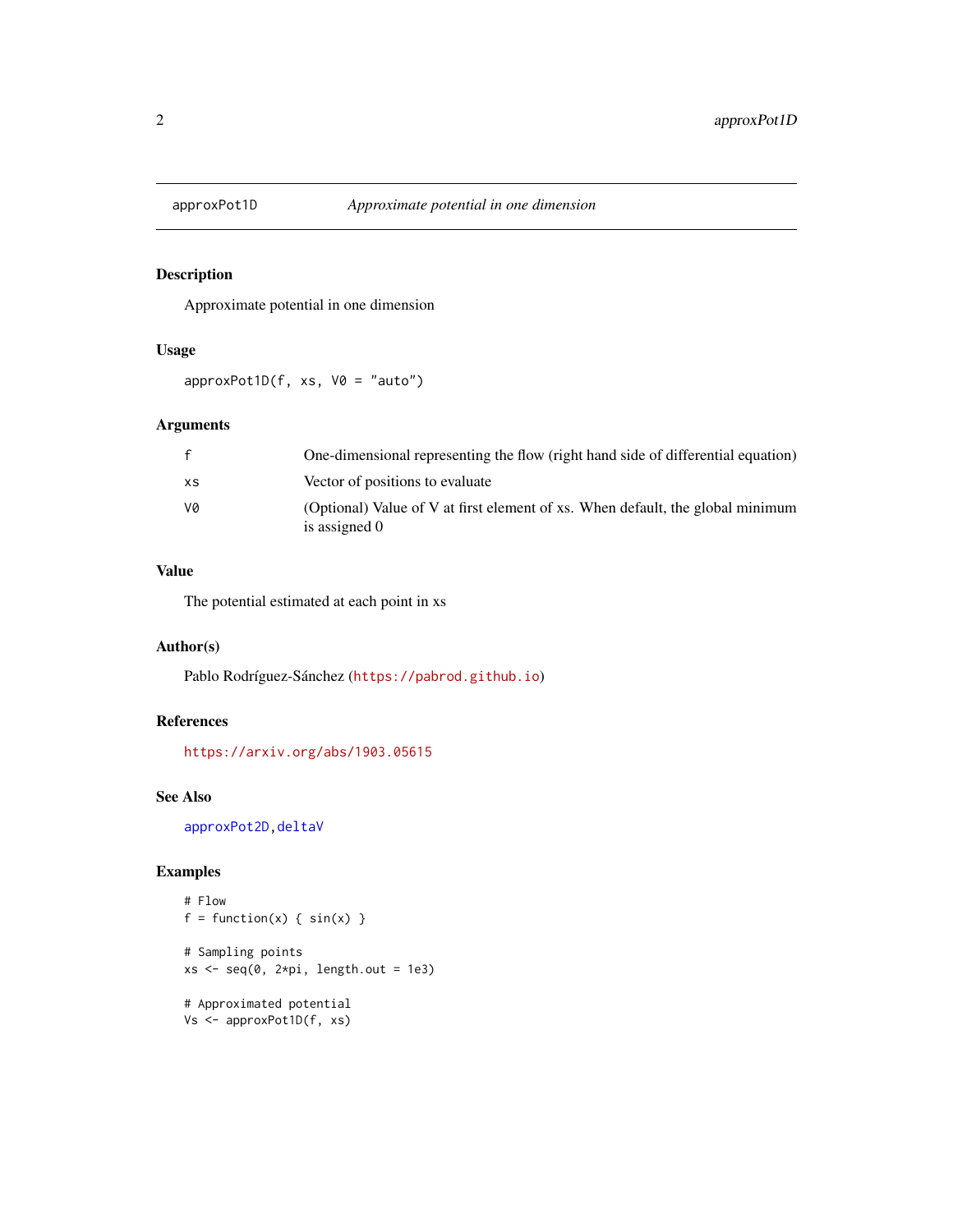# approxPot1D — *Approximate potential in one dimension*

## Description

Approximate potential in one dimension

## Usage

```
approxPot1D(f, xs, V0 = "auto")
```

## Arguments

| | |
|---|---|
| f | One-dimensional representing the flow (right hand side of differential equation) |
| xs | Vector of positions to evaluate |
| V0 | (Optional) Value of V at first element of xs. When default, the global minimum is assigned 0 |

## Value

The potential estimated at each point in xs

## Author(s)

Pablo Rodríguez-Sánchez (https://pabrod.github.io)

## References

https://arxiv.org/abs/1903.05615

## See Also

approxPot2D, deltaV

## Examples

```
# Flow
f = function(x) { sin(x) }

# Sampling points
xs <- seq(0, 2*pi, length.out = 1e3)

# Approximated potential
Vs <- approxPot1D(f, xs)
```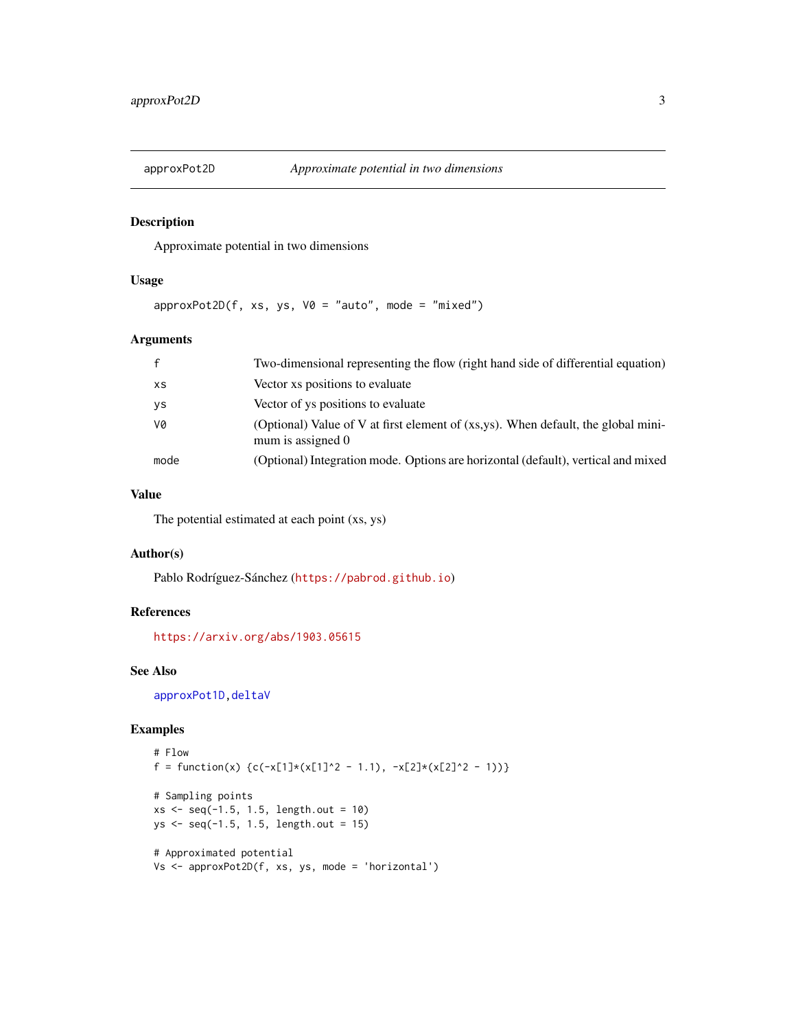`approxPot2D` *Approximate potential in two dimensions*

## Description

Approximate potential in two dimensions

## Usage

```
approxPot2D(f, xs, ys, V0 = "auto", mode = "mixed")
```

## Arguments

| | |
|---|---|
| `f` | Two-dimensional representing the flow (right hand side of differential equation) |
| `xs` | Vector xs positions to evaluate |
| `ys` | Vector of ys positions to evaluate |
| `V0` | (Optional) Value of V at first element of (xs,ys). When default, the global minimum is assigned 0 |
| `mode` | (Optional) Integration mode. Options are horizontal (default), vertical and mixed |

## Value

The potential estimated at each point (xs, ys)

## Author(s)

Pablo Rodríguez-Sánchez (https://pabrod.github.io)

## References

https://arxiv.org/abs/1903.05615

## See Also

approxPot1D, deltaV

## Examples

```
# Flow
f = function(x) {c(-x[1]*(x[1]^2 - 1.1), -x[2]*(x[2]^2 - 1))}

# Sampling points
xs <- seq(-1.5, 1.5, length.out = 10)
ys <- seq(-1.5, 1.5, length.out = 15)

# Approximated potential
Vs <- approxPot2D(f, xs, ys, mode = 'horizontal')
```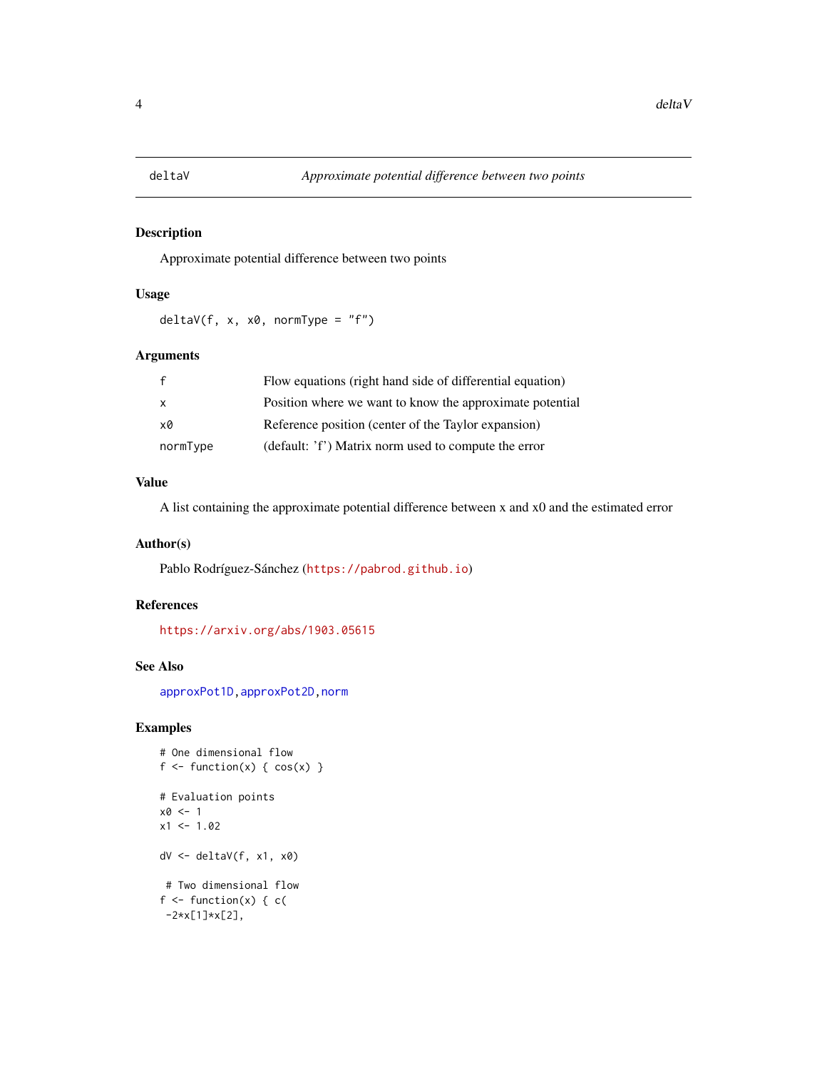## deltaV — *Approximate potential difference between two points*

### Description

Approximate potential difference between two points

### Usage

```
deltaV(f, x, x0, normType = "f")
```

### Arguments

| | |
|---|---|
| f | Flow equations (right hand side of differential equation) |
| x | Position where we want to know the approximate potential |
| x0 | Reference position (center of the Taylor expansion) |
| normType | (default: 'f') Matrix norm used to compute the error |

### Value

A list containing the approximate potential difference between x and x0 and the estimated error

### Author(s)

Pablo Rodríguez-Sánchez (https://pabrod.github.io)

### References

https://arxiv.org/abs/1903.05615

### See Also

approxPot1D, approxPot2D, norm

### Examples

```
# One dimensional flow
f <- function(x) { cos(x) }

# Evaluation points
x0 <- 1
x1 <- 1.02

dV <- deltaV(f, x1, x0)

 # Two dimensional flow
f <- function(x) { c(
 -2*x[1]*x[2],
```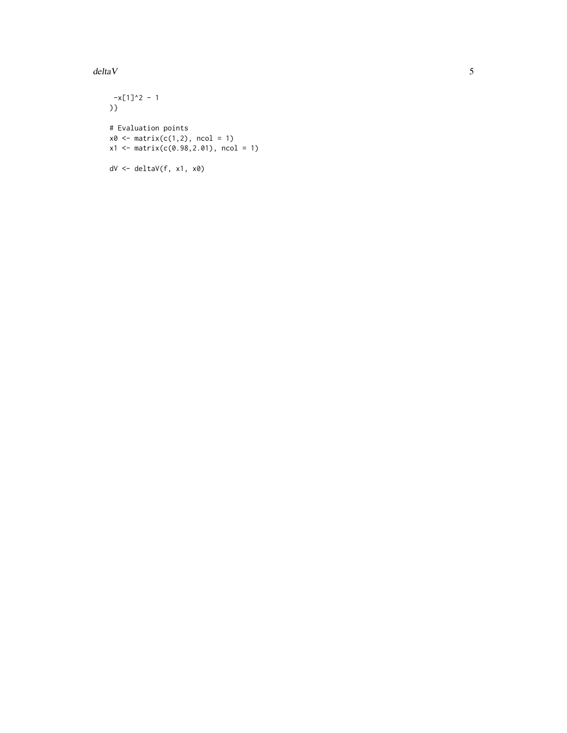```
  -x[1]^2 - 1
)}

# Evaluation points
x0 <- matrix(c(1,2), ncol = 1)
x1 <- matrix(c(0.98,2.01), ncol = 1)

dV <- deltaV(f, x1, x0)
```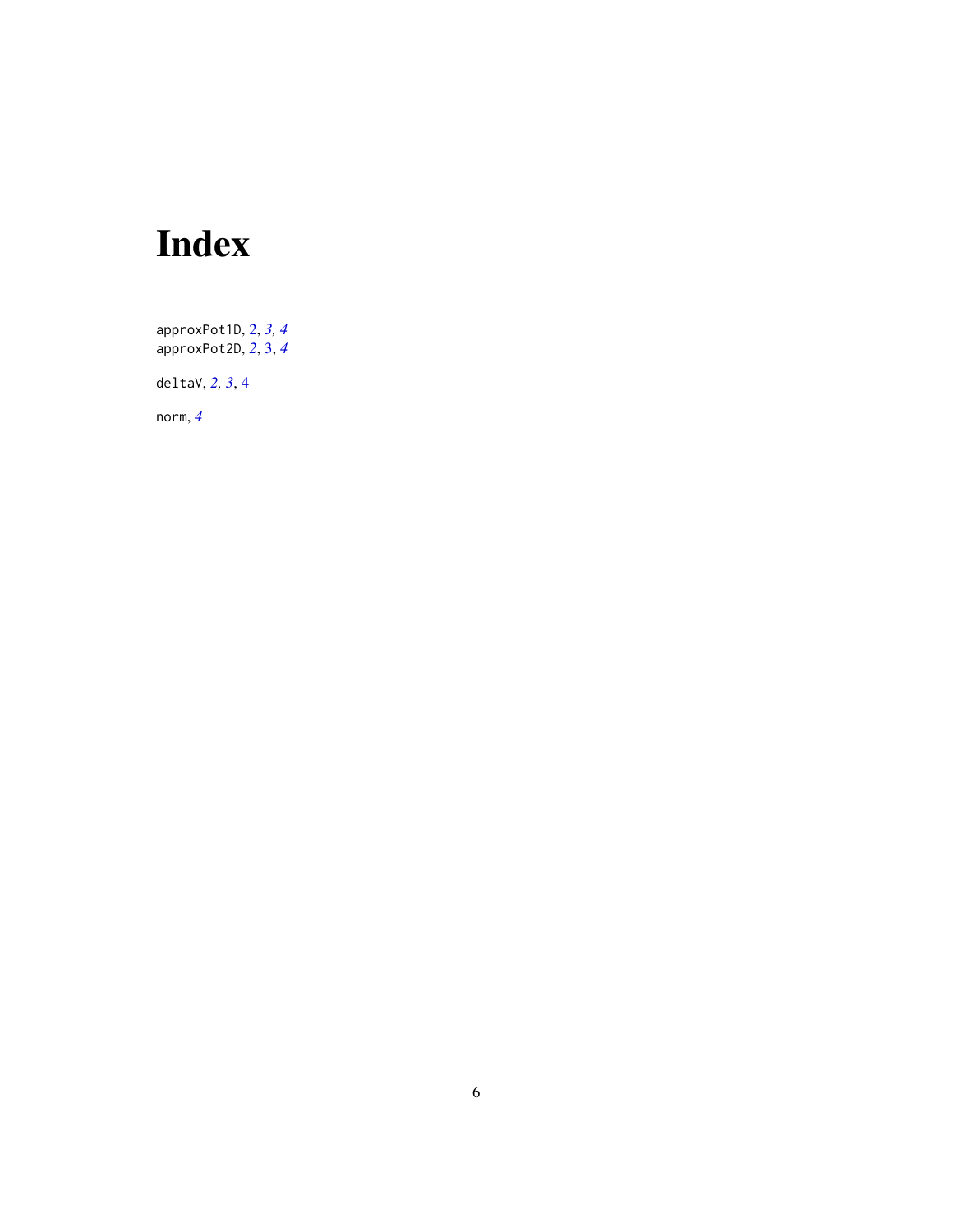# Index

approxPot1D, 2, *3*, *4*
approxPot2D, *2*, 3, *4*

deltaV, *2*, *3*, 4

norm, *4*